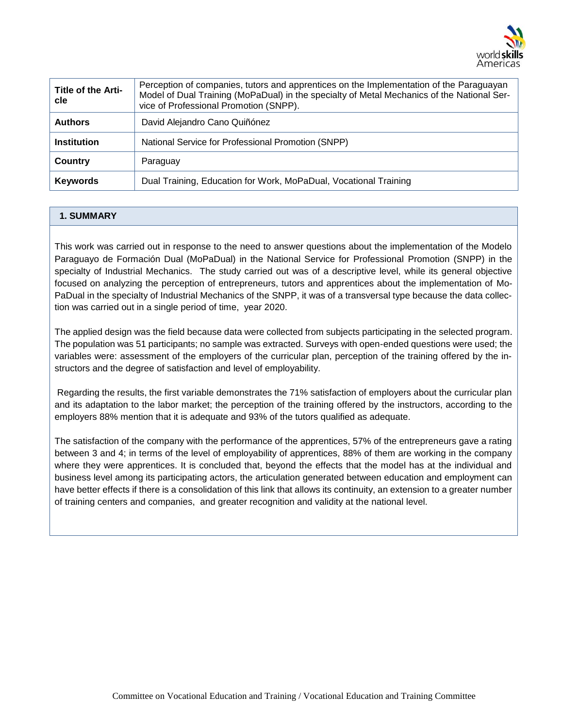| Title of the Article | Perception of companies, tutors and apprentices on the Implementation of the Paraguayan Model of Dual Training (MoPaDual) in the specialty of Metal Mechanics of the National Service of Professional Promotion (SNPP). |
|---|---|
| **Authors** | David Alejandro Cano Quiñónez |
| **Institution** | National Service for Professional Promotion (SNPP) |
| **Country** | Paraguay |
| **Keywords** | Dual Training, Education for Work, MoPaDual, Vocational Training |

## 1. SUMMARY

This work was carried out in response to the need to answer questions about the implementation of the Modelo Paraguayo de Formación Dual (MoPaDual) in the National Service for Professional Promotion (SNPP) in the specialty of Industrial Mechanics. The study carried out was of a descriptive level, while its general objective focused on analyzing the perception of entrepreneurs, tutors and apprentices about the implementation of MoPaDual in the specialty of Industrial Mechanics of the SNPP, it was of a transversal type because the data collection was carried out in a single period of time, year 2020.

The applied design was the field because data were collected from subjects participating in the selected program. The population was 51 participants; no sample was extracted. Surveys with open-ended questions were used; the variables were: assessment of the employers of the curricular plan, perception of the training offered by the instructors and the degree of satisfaction and level of employability.

Regarding the results, the first variable demonstrates the 71% satisfaction of employers about the curricular plan and its adaptation to the labor market; the perception of the training offered by the instructors, according to the employers 88% mention that it is adequate and 93% of the tutors qualified as adequate.

The satisfaction of the company with the performance of the apprentices, 57% of the entrepreneurs gave a rating between 3 and 4; in terms of the level of employability of apprentices, 88% of them are working in the company where they were apprentices. It is concluded that, beyond the effects that the model has at the individual and business level among its participating actors, the articulation generated between education and employment can have better effects if there is a consolidation of this link that allows its continuity, an extension to a greater number of training centers and companies, and greater recognition and validity at the national level.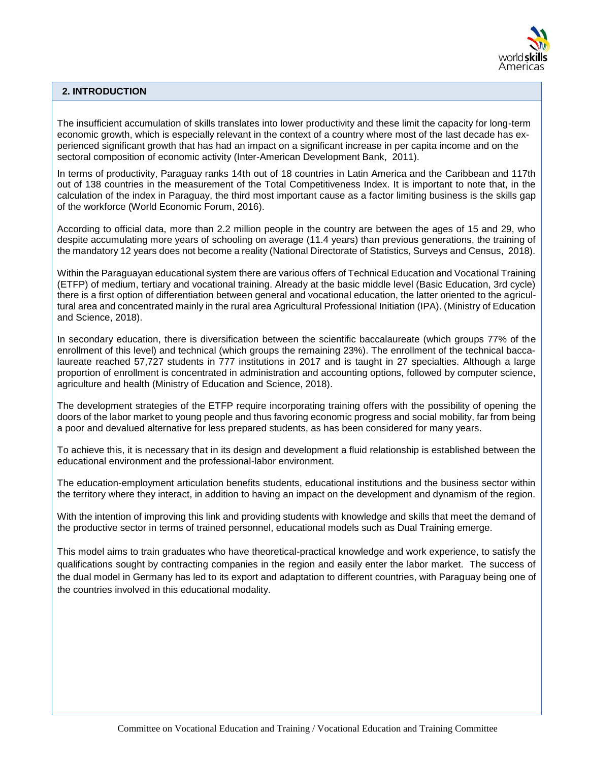## 2. INTRODUCTION

The insufficient accumulation of skills translates into lower productivity and these limit the capacity for long-term economic growth, which is especially relevant in the context of a country where most of the last decade has experienced significant growth that has had an impact on a significant increase in per capita income and on the sectoral composition of economic activity (Inter-American Development Bank, 2011).

In terms of productivity, Paraguay ranks 14th out of 18 countries in Latin America and the Caribbean and 117th out of 138 countries in the measurement of the Total Competitiveness Index. It is important to note that, in the calculation of the index in Paraguay, the third most important cause as a factor limiting business is the skills gap of the workforce (World Economic Forum, 2016).

According to official data, more than 2.2 million people in the country are between the ages of 15 and 29, who despite accumulating more years of schooling on average (11.4 years) than previous generations, the training of the mandatory 12 years does not become a reality (National Directorate of Statistics, Surveys and Census, 2018).

Within the Paraguayan educational system there are various offers of Technical Education and Vocational Training (ETFP) of medium, tertiary and vocational training. Already at the basic middle level (Basic Education, 3rd cycle) there is a first option of differentiation between general and vocational education, the latter oriented to the agricultural area and concentrated mainly in the rural area Agricultural Professional Initiation (IPA). (Ministry of Education and Science, 2018).

In secondary education, there is diversification between the scientific baccalaureate (which groups 77% of the enrollment of this level) and technical (which groups the remaining 23%). The enrollment of the technical baccalaureate reached 57,727 students in 777 institutions in 2017 and is taught in 27 specialties. Although a large proportion of enrollment is concentrated in administration and accounting options, followed by computer science, agriculture and health (Ministry of Education and Science, 2018).

The development strategies of the ETFP require incorporating training offers with the possibility of opening the doors of the labor market to young people and thus favoring economic progress and social mobility, far from being a poor and devalued alternative for less prepared students, as has been considered for many years.

To achieve this, it is necessary that in its design and development a fluid relationship is established between the educational environment and the professional-labor environment.

The education-employment articulation benefits students, educational institutions and the business sector within the territory where they interact, in addition to having an impact on the development and dynamism of the region.

With the intention of improving this link and providing students with knowledge and skills that meet the demand of the productive sector in terms of trained personnel, educational models such as Dual Training emerge.

This model aims to train graduates who have theoretical-practical knowledge and work experience, to satisfy the qualifications sought by contracting companies in the region and easily enter the labor market. The success of the dual model in Germany has led to its export and adaptation to different countries, with Paraguay being one of the countries involved in this educational modality.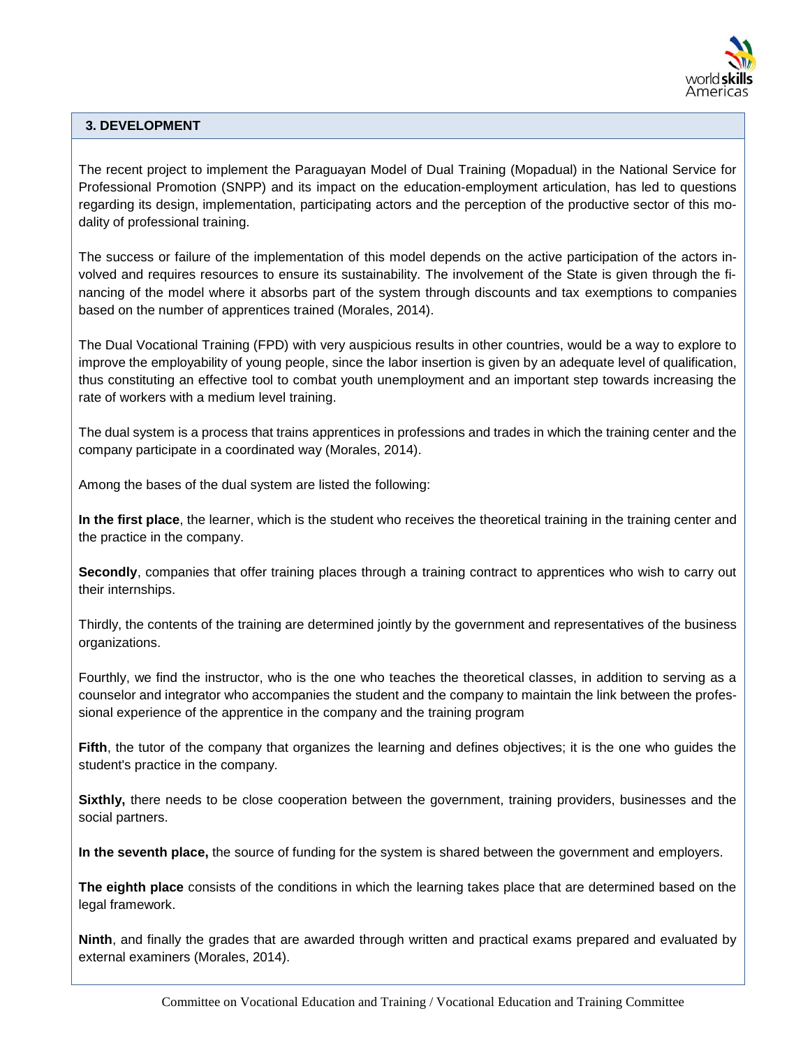## 3. DEVELOPMENT

The recent project to implement the Paraguayan Model of Dual Training (Mopadual) in the National Service for Professional Promotion (SNPP) and its impact on the education-employment articulation, has led to questions regarding its design, implementation, participating actors and the perception of the productive sector of this modality of professional training.

The success or failure of the implementation of this model depends on the active participation of the actors involved and requires resources to ensure its sustainability. The involvement of the State is given through the financing of the model where it absorbs part of the system through discounts and tax exemptions to companies based on the number of apprentices trained (Morales, 2014).

The Dual Vocational Training (FPD) with very auspicious results in other countries, would be a way to explore to improve the employability of young people, since the labor insertion is given by an adequate level of qualification, thus constituting an effective tool to combat youth unemployment and an important step towards increasing the rate of workers with a medium level training.

The dual system is a process that trains apprentices in professions and trades in which the training center and the company participate in a coordinated way (Morales, 2014).

Among the bases of the dual system are listed the following:

**In the first place**, the learner, which is the student who receives the theoretical training in the training center and the practice in the company.

**Secondly**, companies that offer training places through a training contract to apprentices who wish to carry out their internships.

Thirdly, the contents of the training are determined jointly by the government and representatives of the business organizations.

Fourthly, we find the instructor, who is the one who teaches the theoretical classes, in addition to serving as a counselor and integrator who accompanies the student and the company to maintain the link between the professional experience of the apprentice in the company and the training program

**Fifth**, the tutor of the company that organizes the learning and defines objectives; it is the one who guides the student's practice in the company.

**Sixthly,** there needs to be close cooperation between the government, training providers, businesses and the social partners.

**In the seventh place,** the source of funding for the system is shared between the government and employers.

**The eighth place** consists of the conditions in which the learning takes place that are determined based on the legal framework.

**Ninth**, and finally the grades that are awarded through written and practical exams prepared and evaluated by external examiners (Morales, 2014).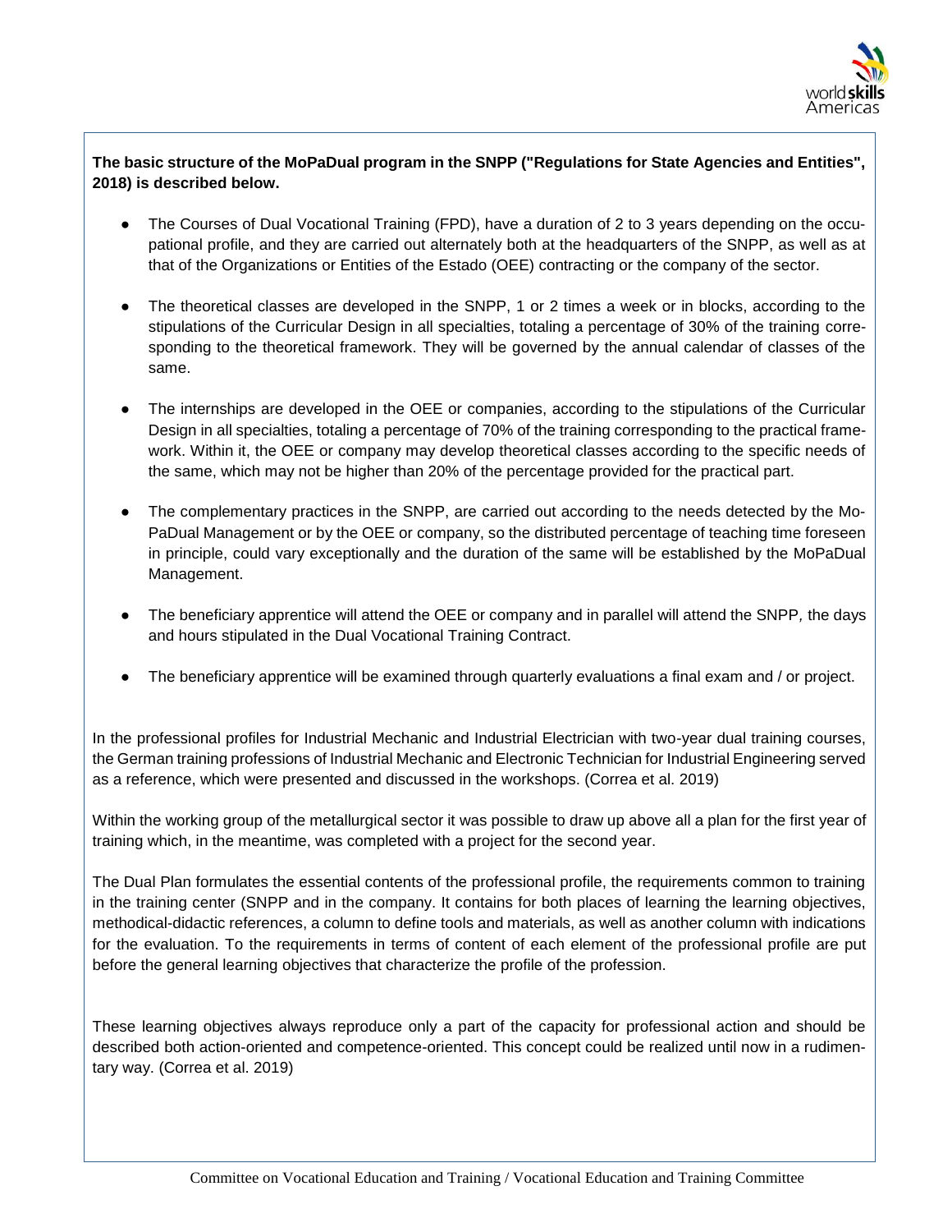**The basic structure of the MoPaDual program in the SNPP ("Regulations for State Agencies and Entities", 2018) is described below.**

- The Courses of Dual Vocational Training (FPD), have a duration of 2 to 3 years depending on the occupational profile, and they are carried out alternately both at the headquarters of the SNPP, as well as at that of the Organizations or Entities of the Estado (OEE) contracting or the company of the sector.
- The theoretical classes are developed in the SNPP, 1 or 2 times a week or in blocks, according to the stipulations of the Curricular Design in all specialties, totaling a percentage of 30% of the training corresponding to the theoretical framework. They will be governed by the annual calendar of classes of the same.
- The internships are developed in the OEE or companies, according to the stipulations of the Curricular Design in all specialties, totaling a percentage of 70% of the training corresponding to the practical framework. Within it, the OEE or company may develop theoretical classes according to the specific needs of the same, which may not be higher than 20% of the percentage provided for the practical part.
- The complementary practices in the SNPP, are carried out according to the needs detected by the MoPaDual Management or by the OEE or company, so the distributed percentage of teaching time foreseen in principle, could vary exceptionally and the duration of the same will be established by the MoPaDual Management.
- The beneficiary apprentice will attend the OEE or company and in parallel will attend the SNPP, the days and hours stipulated in the Dual Vocational Training Contract.
- The beneficiary apprentice will be examined through quarterly evaluations a final exam and / or project.

In the professional profiles for Industrial Mechanic and Industrial Electrician with two-year dual training courses, the German training professions of Industrial Mechanic and Electronic Technician for Industrial Engineering served as a reference, which were presented and discussed in the workshops. (Correa et al. 2019)

Within the working group of the metallurgical sector it was possible to draw up above all a plan for the first year of training which, in the meantime, was completed with a project for the second year.

The Dual Plan formulates the essential contents of the professional profile, the requirements common to training in the training center (SNPP and in the company. It contains for both places of learning the learning objectives, methodical-didactic references, a column to define tools and materials, as well as another column with indications for the evaluation. To the requirements in terms of content of each element of the professional profile are put before the general learning objectives that characterize the profile of the profession.

These learning objectives always reproduce only a part of the capacity for professional action and should be described both action-oriented and competence-oriented. This concept could be realized until now in a rudimentary way. (Correa et al. 2019)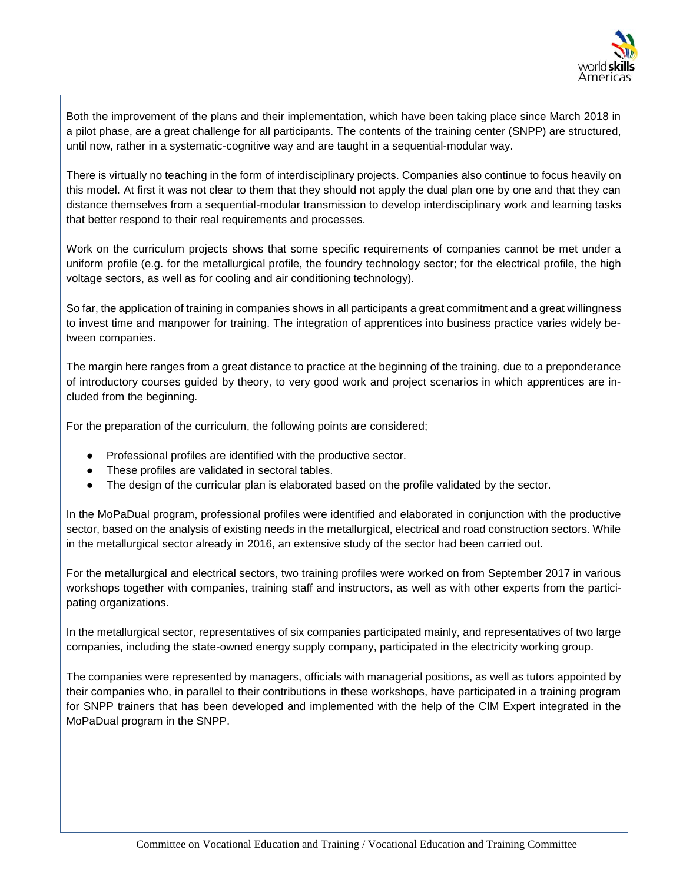Both the improvement of the plans and their implementation, which have been taking place since March 2018 in a pilot phase, are a great challenge for all participants. The contents of the training center (SNPP) are structured, until now, rather in a systematic-cognitive way and are taught in a sequential-modular way.

There is virtually no teaching in the form of interdisciplinary projects. Companies also continue to focus heavily on this model. At first it was not clear to them that they should not apply the dual plan one by one and that they can distance themselves from a sequential-modular transmission to develop interdisciplinary work and learning tasks that better respond to their real requirements and processes.

Work on the curriculum projects shows that some specific requirements of companies cannot be met under a uniform profile (e.g. for the metallurgical profile, the foundry technology sector; for the electrical profile, the high voltage sectors, as well as for cooling and air conditioning technology).

So far, the application of training in companies shows in all participants a great commitment and a great willingness to invest time and manpower for training. The integration of apprentices into business practice varies widely between companies.

The margin here ranges from a great distance to practice at the beginning of the training, due to a preponderance of introductory courses guided by theory, to very good work and project scenarios in which apprentices are included from the beginning.

For the preparation of the curriculum, the following points are considered;

- Professional profiles are identified with the productive sector.
- These profiles are validated in sectoral tables.
- The design of the curricular plan is elaborated based on the profile validated by the sector.

In the MoPaDual program, professional profiles were identified and elaborated in conjunction with the productive sector, based on the analysis of existing needs in the metallurgical, electrical and road construction sectors. While in the metallurgical sector already in 2016, an extensive study of the sector had been carried out.

For the metallurgical and electrical sectors, two training profiles were worked on from September 2017 in various workshops together with companies, training staff and instructors, as well as with other experts from the participating organizations.

In the metallurgical sector, representatives of six companies participated mainly, and representatives of two large companies, including the state-owned energy supply company, participated in the electricity working group.

The companies were represented by managers, officials with managerial positions, as well as tutors appointed by their companies who, in parallel to their contributions in these workshops, have participated in a training program for SNPP trainers that has been developed and implemented with the help of the CIM Expert integrated in the MoPaDual program in the SNPP.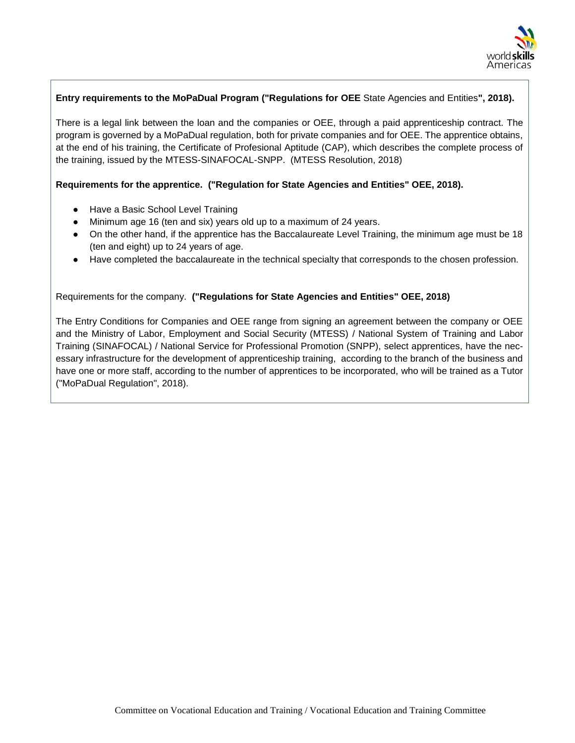**Entry requirements to the MoPaDual Program ("Regulations for OEE** State Agencies and Entities**", 2018).**

There is a legal link between the loan and the companies or OEE, through a paid apprenticeship contract. The program is governed by a MoPaDual regulation, both for private companies and for OEE. The apprentice obtains, at the end of his training, the Certificate of Profesional Aptitude (CAP), which describes the complete process of the training, issued by the MTESS-SINAFOCAL-SNPP. (MTESS Resolution, 2018)

**Requirements for the apprentice. ("Regulation for State Agencies and Entities" OEE, 2018).**

- Have a Basic School Level Training
- Minimum age 16 (ten and six) years old up to a maximum of 24 years.
- On the other hand, if the apprentice has the Baccalaureate Level Training, the minimum age must be 18 (ten and eight) up to 24 years of age.
- Have completed the baccalaureate in the technical specialty that corresponds to the chosen profession.

Requirements for the company. **("Regulations for State Agencies and Entities" OEE, 2018)**

The Entry Conditions for Companies and OEE range from signing an agreement between the company or OEE and the Ministry of Labor, Employment and Social Security (MTESS) / National System of Training and Labor Training (SINAFOCAL) / National Service for Professional Promotion (SNPP), select apprentices, have the necessary infrastructure for the development of apprenticeship training, according to the branch of the business and have one or more staff, according to the number of apprentices to be incorporated, who will be trained as a Tutor ("MoPaDual Regulation", 2018).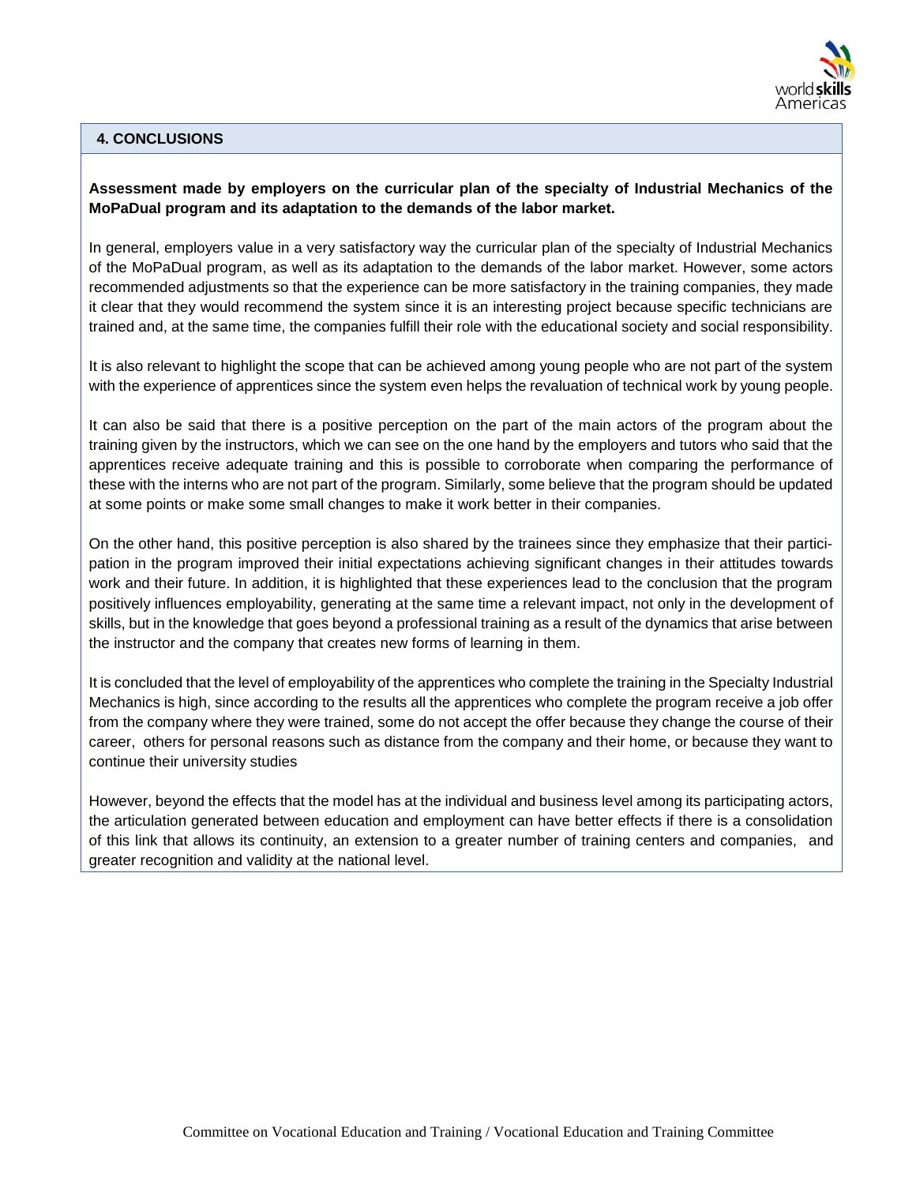## 4. CONCLUSIONS

**Assessment made by employers on the curricular plan of the specialty of Industrial Mechanics of the MoPaDual program and its adaptation to the demands of the labor market.**

In general, employers value in a very satisfactory way the curricular plan of the specialty of Industrial Mechanics of the MoPaDual program, as well as its adaptation to the demands of the labor market. However, some actors recommended adjustments so that the experience can be more satisfactory in the training companies, they made it clear that they would recommend the system since it is an interesting project because specific technicians are trained and, at the same time, the companies fulfill their role with the educational society and social responsibility.

It is also relevant to highlight the scope that can be achieved among young people who are not part of the system with the experience of apprentices since the system even helps the revaluation of technical work by young people.

It can also be said that there is a positive perception on the part of the main actors of the program about the training given by the instructors, which we can see on the one hand by the employers and tutors who said that the apprentices receive adequate training and this is possible to corroborate when comparing the performance of these with the interns who are not part of the program. Similarly, some believe that the program should be updated at some points or make some small changes to make it work better in their companies.

On the other hand, this positive perception is also shared by the trainees since they emphasize that their participation in the program improved their initial expectations achieving significant changes in their attitudes towards work and their future. In addition, it is highlighted that these experiences lead to the conclusion that the program positively influences employability, generating at the same time a relevant impact, not only in the development of skills, but in the knowledge that goes beyond a professional training as a result of the dynamics that arise between the instructor and the company that creates new forms of learning in them.

It is concluded that the level of employability of the apprentices who complete the training in the Specialty Industrial Mechanics is high, since according to the results all the apprentices who complete the program receive a job offer from the company where they were trained, some do not accept the offer because they change the course of their career, others for personal reasons such as distance from the company and their home, or because they want to continue their university studies

However, beyond the effects that the model has at the individual and business level among its participating actors, the articulation generated between education and employment can have better effects if there is a consolidation of this link that allows its continuity, an extension to a greater number of training centers and companies, and greater recognition and validity at the national level.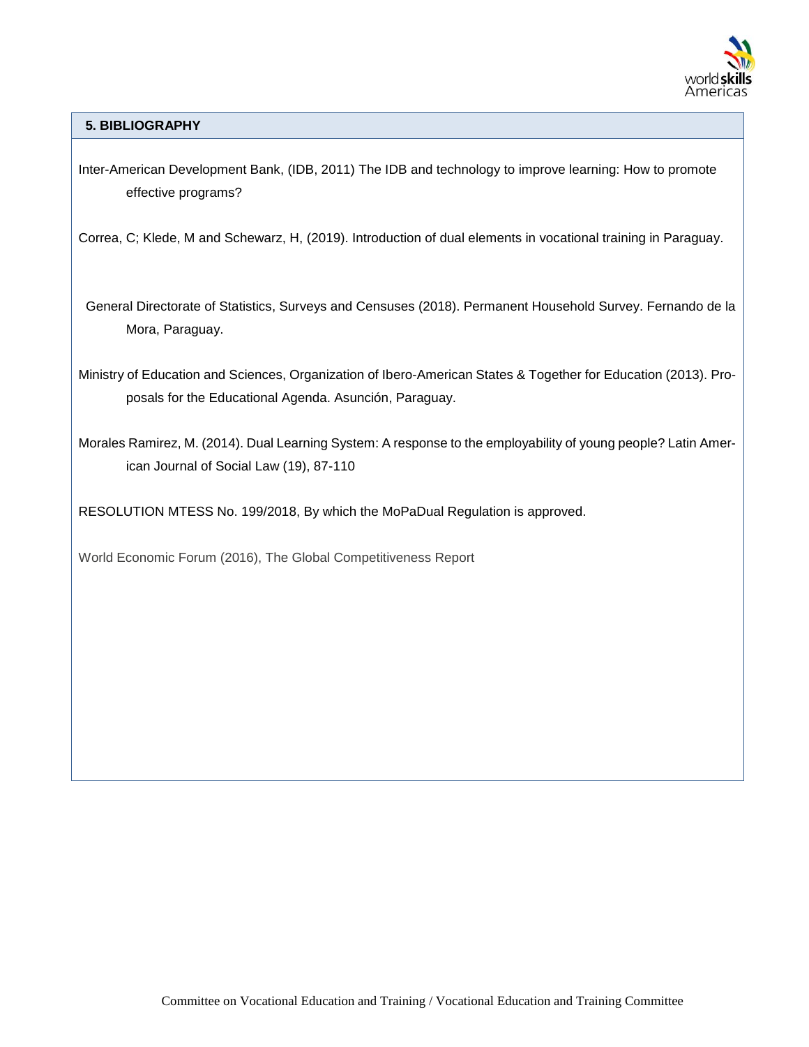## 5. BIBLIOGRAPHY

Inter-American Development Bank, (IDB, 2011) The IDB and technology to improve learning: How to promote effective programs?

Correa, C; Klede, M and Schewarz, H, (2019). Introduction of dual elements in vocational training in Paraguay.

General Directorate of Statistics, Surveys and Censuses (2018). Permanent Household Survey. Fernando de la Mora, Paraguay.

Ministry of Education and Sciences, Organization of Ibero-American States & Together for Education (2013). Proposals for the Educational Agenda. Asunción, Paraguay.

Morales Ramirez, M. (2014). Dual Learning System: A response to the employability of young people? Latin American Journal of Social Law (19), 87-110

RESOLUTION MTESS No. 199/2018, By which the MoPaDual Regulation is approved.

World Economic Forum (2016), The Global Competitiveness Report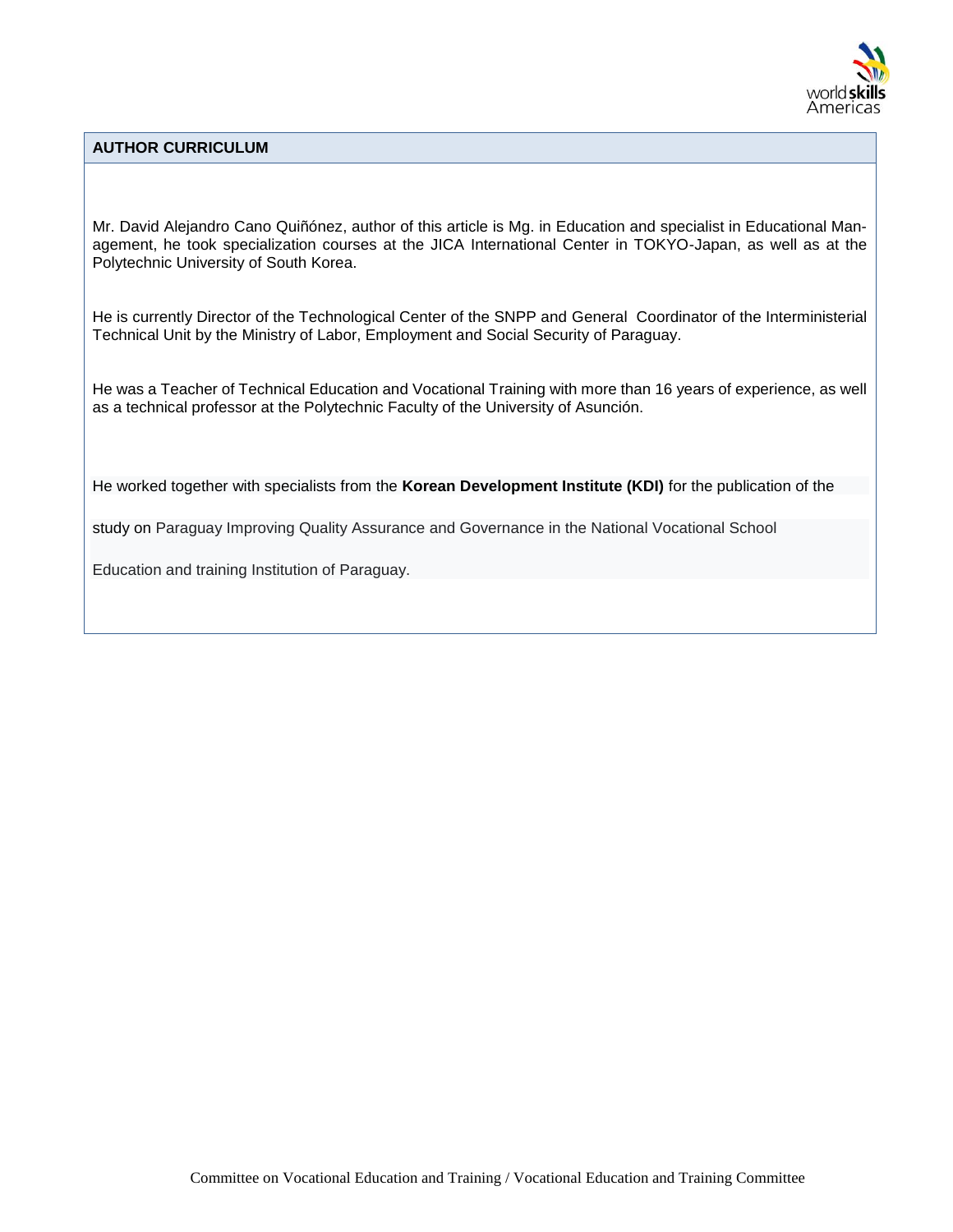## AUTHOR CURRICULUM

Mr. David Alejandro Cano Quiñónez, author of this article is Mg. in Education and specialist in Educational Management, he took specialization courses at the JICA International Center in TOKYO-Japan, as well as at the Polytechnic University of South Korea.

He is currently Director of the Technological Center of the SNPP and General Coordinator of the Interministerial Technical Unit by the Ministry of Labor, Employment and Social Security of Paraguay.

He was a Teacher of Technical Education and Vocational Training with more than 16 years of experience, as well as a technical professor at the Polytechnic Faculty of the University of Asunción.

He worked together with specialists from the **Korean Development Institute (KDI)** for the publication of the study on Paraguay Improving Quality Assurance and Governance in the National Vocational School Education and training Institution of Paraguay.